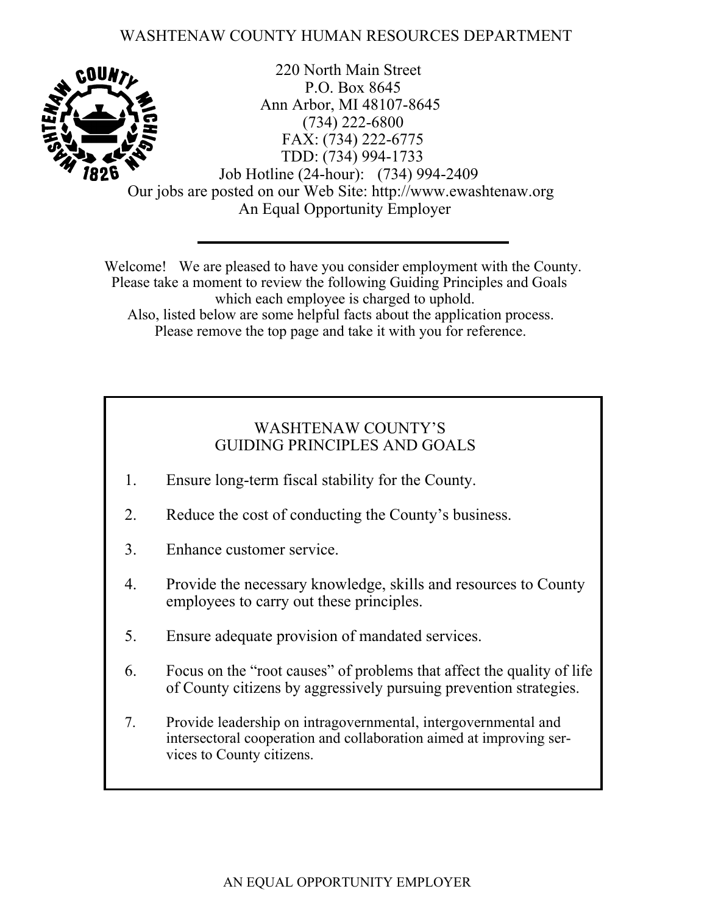# WASHTENAW COUNTY HUMAN RESOURCES DEPARTMENT

220 North Main Street
P.O. Box 8645
Ann Arbor, MI 48107-8645
(734) 222-6800
FAX: (734) 222-6775
TDD: (734) 994-1733
Job Hotline (24-hour): (734) 994-2409
Our jobs are posted on our Web Site: http://www.ewashtenaw.org
An Equal Opportunity Employer

---

Welcome! We are pleased to have you consider employment with the County.
Please take a moment to review the following Guiding Principles and Goals which each employee is charged to uphold.
Also, listed below are some helpful facts about the application process.
Please remove the top page and take it with you for reference.

## WASHTENAW COUNTY'S GUIDING PRINCIPLES AND GOALS

1. Ensure long-term fiscal stability for the County.

2. Reduce the cost of conducting the County's business.

3. Enhance customer service.

4. Provide the necessary knowledge, skills and resources to County employees to carry out these principles.

5. Ensure adequate provision of mandated services.

6. Focus on the "root causes" of problems that affect the quality of life of County citizens by aggressively pursuing prevention strategies.

7. Provide leadership on intragovernmental, intergovernmental and intersectoral cooperation and collaboration aimed at improving services to County citizens.

AN EQUAL OPPORTUNITY EMPLOYER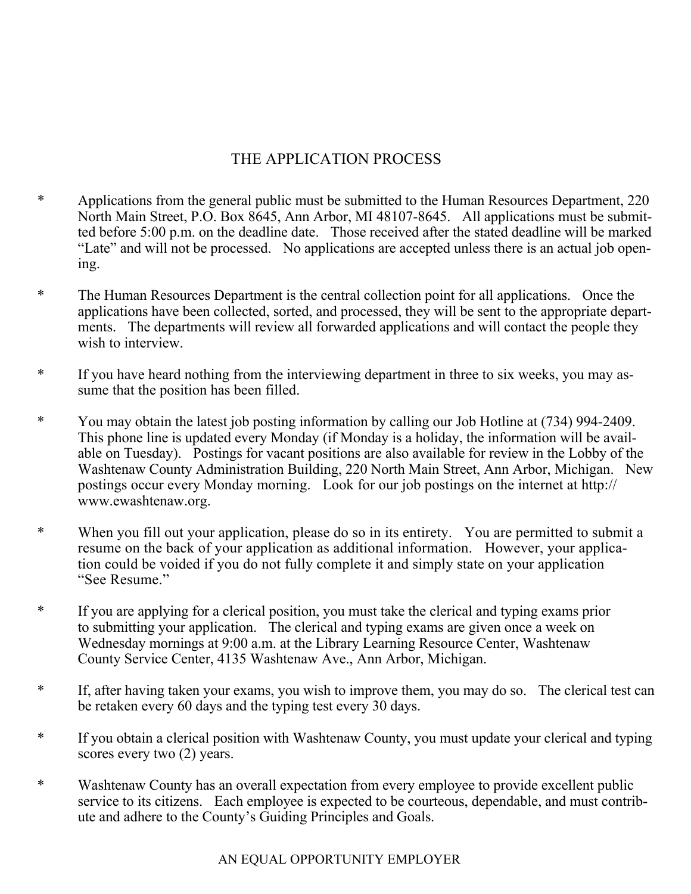# THE APPLICATION PROCESS

* Applications from the general public must be submitted to the Human Resources Department, 220 North Main Street, P.O. Box 8645, Ann Arbor, MI 48107-8645. All applications must be submitted before 5:00 p.m. on the deadline date. Those received after the stated deadline will be marked "Late" and will not be processed. No applications are accepted unless there is an actual job opening.

* The Human Resources Department is the central collection point for all applications. Once the applications have been collected, sorted, and processed, they will be sent to the appropriate departments. The departments will review all forwarded applications and will contact the people they wish to interview.

* If you have heard nothing from the interviewing department in three to six weeks, you may assume that the position has been filled.

* You may obtain the latest job posting information by calling our Job Hotline at (734) 994-2409. This phone line is updated every Monday (if Monday is a holiday, the information will be available on Tuesday). Postings for vacant positions are also available for review in the Lobby of the Washtenaw County Administration Building, 220 North Main Street, Ann Arbor, Michigan. New postings occur every Monday morning. Look for our job postings on the internet at http://www.ewashtenaw.org.

* When you fill out your application, please do so in its entirety. You are permitted to submit a resume on the back of your application as additional information. However, your application could be voided if you do not fully complete it and simply state on your application "See Resume."

* If you are applying for a clerical position, you must take the clerical and typing exams prior to submitting your application. The clerical and typing exams are given once a week on Wednesday mornings at 9:00 a.m. at the Library Learning Resource Center, Washtenaw County Service Center, 4135 Washtenaw Ave., Ann Arbor, Michigan.

* If, after having taken your exams, you wish to improve them, you may do so. The clerical test can be retaken every 60 days and the typing test every 30 days.

* If you obtain a clerical position with Washtenaw County, you must update your clerical and typing scores every two (2) years.

* Washtenaw County has an overall expectation from every employee to provide excellent public service to its citizens. Each employee is expected to be courteous, dependable, and must contribute and adhere to the County's Guiding Principles and Goals.

AN EQUAL OPPORTUNITY EMPLOYER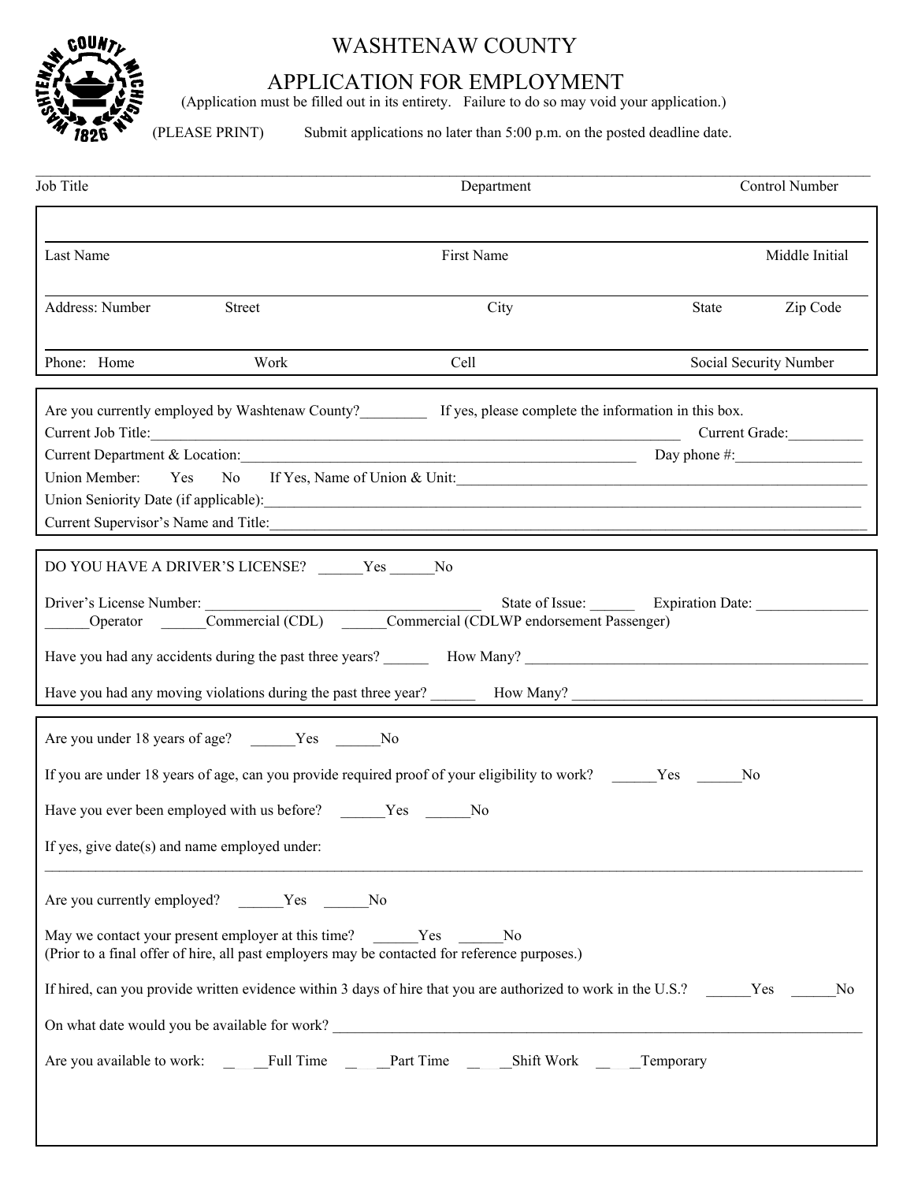# WASHTENAW COUNTY

## APPLICATION FOR EMPLOYMENT

(Application must be filled out in its entirety. Failure to do so may void your application.)

(PLEASE PRINT) Submit applications no later than 5:00 p.m. on the posted deadline date.

| Job Title | Department | Control Number |
|---|---|---|

| Last Name | First Name | Middle Initial |
|---|---|---|

| Address: Number | Street | City | State | Zip Code |
|---|---|---|---|---|

| Phone: Home | Work | Cell | Social Security Number |
|---|---|---|---|

Are you currently employed by Washtenaw County?_________ If yes, please complete the information in this box.

Current Job Title:_____________________________________________ Current Grade:__________

Current Department & Location:_____________________________________ Day phone #:_________________

Union Member: Yes No If Yes, Name of Union & Unit:_____________________________________________

Union Seniority Date (if applicable):_____________________________________________________________

Current Supervisor's Name and Title:_____________________________________________________________

DO YOU HAVE A DRIVER'S LICENSE? ______Yes ______No

Driver's License Number: ______________________________ State of Issue: ______ Expiration Date: _______________

______Operator ______Commercial (CDL) ______Commercial (CDLWP endorsement Passenger)

Have you had any accidents during the past three years? ______ How Many? _____________________________________

Have you had any moving violations during the past three year? ______ How Many? ______________________________

Are you under 18 years of age? ______Yes ______No

If you are under 18 years of age, can you provide required proof of your eligibility to work? ______Yes ______No

Have you ever been employed with us before? ______Yes ______No

If yes, give date(s) and name employed under:

_____________________________________________________________________________________________

Are you currently employed? ______Yes ______No

May we contact your present employer at this time? ______Yes ______No
(Prior to a final offer of hire, all past employers may be contacted for reference purposes.)

If hired, can you provide written evidence within 3 days of hire that you are authorized to work in the U.S.? ______Yes ______No

On what date would you be available for work? _______________________________________________________

Are you available to work: ______Full Time ______Part Time ______Shift Work ______Temporary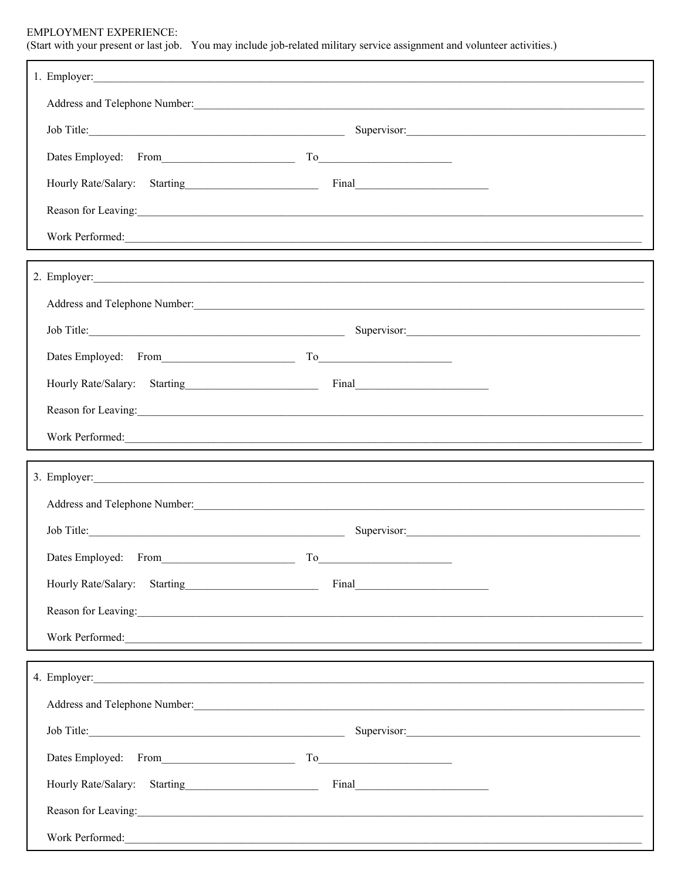EMPLOYMENT EXPERIENCE:
(Start with your present or last job. You may include job-related military service assignment and volunteer activities.)

1. Employer:\_\_\_\_\_\_\_\_\_\_\_\_\_\_\_\_\_\_\_\_\_\_\_\_\_\_\_\_\_\_\_\_\_\_\_\_\_\_\_\_

   Address and Telephone Number:\_\_\_\_\_\_\_\_\_\_\_\_\_\_\_\_\_\_\_\_\_\_\_\_\_\_\_\_\_\_

   Job Title:\_\_\_\_\_\_\_\_\_\_\_\_\_\_\_\_\_\_\_\_ Supervisor:\_\_\_\_\_\_\_\_\_\_\_\_\_\_\_\_\_\_\_\_

   Dates Employed: From\_\_\_\_\_\_\_\_\_\_\_\_\_\_\_\_ To\_\_\_\_\_\_\_\_\_\_\_\_\_\_\_\_

   Hourly Rate/Salary: Starting\_\_\_\_\_\_\_\_\_\_\_\_\_\_\_\_ Final\_\_\_\_\_\_\_\_\_\_\_\_\_\_\_\_

   Reason for Leaving:\_\_\_\_\_\_\_\_\_\_\_\_\_\_\_\_\_\_\_\_\_\_\_\_\_\_\_\_\_\_\_\_\_\_\_\_

   Work Performed:\_\_\_\_\_\_\_\_\_\_\_\_\_\_\_\_\_\_\_\_\_\_\_\_\_\_\_\_\_\_\_\_\_\_\_\_\_\_

2. Employer:\_\_\_\_\_\_\_\_\_\_\_\_\_\_\_\_\_\_\_\_\_\_\_\_\_\_\_\_\_\_\_\_\_\_\_\_\_\_\_\_

   Address and Telephone Number:\_\_\_\_\_\_\_\_\_\_\_\_\_\_\_\_\_\_\_\_\_\_\_\_\_\_\_\_\_\_

   Job Title:\_\_\_\_\_\_\_\_\_\_\_\_\_\_\_\_\_\_\_\_ Supervisor:\_\_\_\_\_\_\_\_\_\_\_\_\_\_\_\_\_\_\_\_

   Dates Employed: From\_\_\_\_\_\_\_\_\_\_\_\_\_\_\_\_ To\_\_\_\_\_\_\_\_\_\_\_\_\_\_\_\_

   Hourly Rate/Salary: Starting\_\_\_\_\_\_\_\_\_\_\_\_\_\_\_\_ Final\_\_\_\_\_\_\_\_\_\_\_\_\_\_\_\_

   Reason for Leaving:\_\_\_\_\_\_\_\_\_\_\_\_\_\_\_\_\_\_\_\_\_\_\_\_\_\_\_\_\_\_\_\_\_\_\_\_

   Work Performed:\_\_\_\_\_\_\_\_\_\_\_\_\_\_\_\_\_\_\_\_\_\_\_\_\_\_\_\_\_\_\_\_\_\_\_\_\_\_

3. Employer:\_\_\_\_\_\_\_\_\_\_\_\_\_\_\_\_\_\_\_\_\_\_\_\_\_\_\_\_\_\_\_\_\_\_\_\_\_\_\_\_

   Address and Telephone Number:\_\_\_\_\_\_\_\_\_\_\_\_\_\_\_\_\_\_\_\_\_\_\_\_\_\_\_\_\_\_

   Job Title:\_\_\_\_\_\_\_\_\_\_\_\_\_\_\_\_\_\_\_\_ Supervisor:\_\_\_\_\_\_\_\_\_\_\_\_\_\_\_\_\_\_\_\_

   Dates Employed: From\_\_\_\_\_\_\_\_\_\_\_\_\_\_\_\_ To\_\_\_\_\_\_\_\_\_\_\_\_\_\_\_\_

   Hourly Rate/Salary: Starting\_\_\_\_\_\_\_\_\_\_\_\_\_\_\_\_ Final\_\_\_\_\_\_\_\_\_\_\_\_\_\_\_\_

   Reason for Leaving:\_\_\_\_\_\_\_\_\_\_\_\_\_\_\_\_\_\_\_\_\_\_\_\_\_\_\_\_\_\_\_\_\_\_\_\_

   Work Performed:\_\_\_\_\_\_\_\_\_\_\_\_\_\_\_\_\_\_\_\_\_\_\_\_\_\_\_\_\_\_\_\_\_\_\_\_\_\_

4. Employer:\_\_\_\_\_\_\_\_\_\_\_\_\_\_\_\_\_\_\_\_\_\_\_\_\_\_\_\_\_\_\_\_\_\_\_\_\_\_\_\_

   Address and Telephone Number:\_\_\_\_\_\_\_\_\_\_\_\_\_\_\_\_\_\_\_\_\_\_\_\_\_\_\_\_\_\_

   Job Title:\_\_\_\_\_\_\_\_\_\_\_\_\_\_\_\_\_\_\_\_ Supervisor:\_\_\_\_\_\_\_\_\_\_\_\_\_\_\_\_\_\_\_\_

   Dates Employed: From\_\_\_\_\_\_\_\_\_\_\_\_\_\_\_\_ To\_\_\_\_\_\_\_\_\_\_\_\_\_\_\_\_

   Hourly Rate/Salary: Starting\_\_\_\_\_\_\_\_\_\_\_\_\_\_\_\_ Final\_\_\_\_\_\_\_\_\_\_\_\_\_\_\_\_

   Reason for Leaving:\_\_\_\_\_\_\_\_\_\_\_\_\_\_\_\_\_\_\_\_\_\_\_\_\_\_\_\_\_\_\_\_\_\_\_\_

   Work Performed:\_\_\_\_\_\_\_\_\_\_\_\_\_\_\_\_\_\_\_\_\_\_\_\_\_\_\_\_\_\_\_\_\_\_\_\_\_\_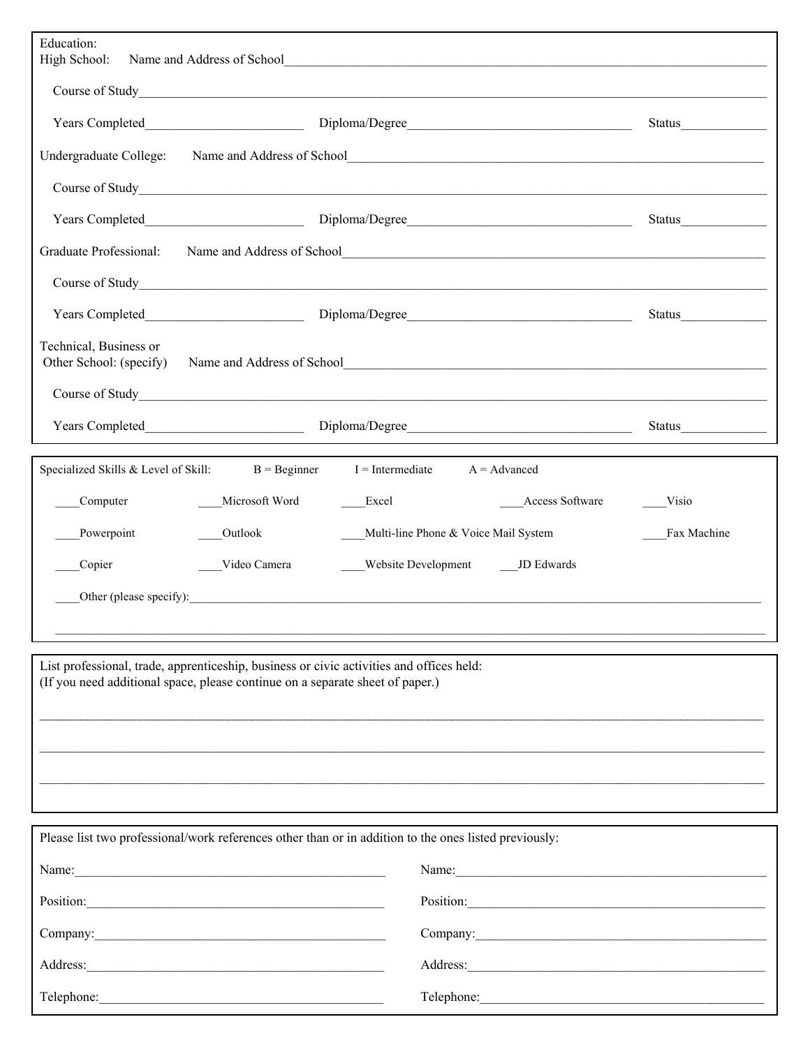Education:

High School: Name and Address of School___________________________________________

Course of Study___________________________________________

Years Completed________________________ Diploma/Degree__________________________________ Status_____________

Undergraduate College: Name and Address of School___________________________________________

Course of Study___________________________________________

Years Completed________________________ Diploma/Degree__________________________________ Status_____________

Graduate Professional: Name and Address of School___________________________________________

Course of Study___________________________________________

Years Completed________________________ Diploma/Degree__________________________________ Status_____________

Technical, Business or Other School: (specify) Name and Address of School___________________________________________

Course of Study___________________________________________

Years Completed________________________ Diploma/Degree__________________________________ Status_____________

---

Specialized Skills & Level of Skill: B = Beginner I = Intermediate A = Advanced

____Computer ____Microsoft Word ____Excel ____Access Software ____Visio

____Powerpoint ____Outlook ____Multi-line Phone & Voice Mail System ____Fax Machine

____Copier ____Video Camera ____Website Development ___JD Edwards

____Other (please specify):___________________________________________

___________________________________________

---

List professional, trade, apprenticeship, business or civic activities and offices held:
(If you need additional space, please continue on a separate sheet of paper.)

___________________________________________

___________________________________________

___________________________________________

---

Please list two professional/work references other than or in addition to the ones listed previously:

Name:_______________________________ Name:_______________________________

Position:_____________________________ Position:_____________________________

Company:____________________________ Company:____________________________

Address:_____________________________ Address:_____________________________

Telephone:___________________________ Telephone:___________________________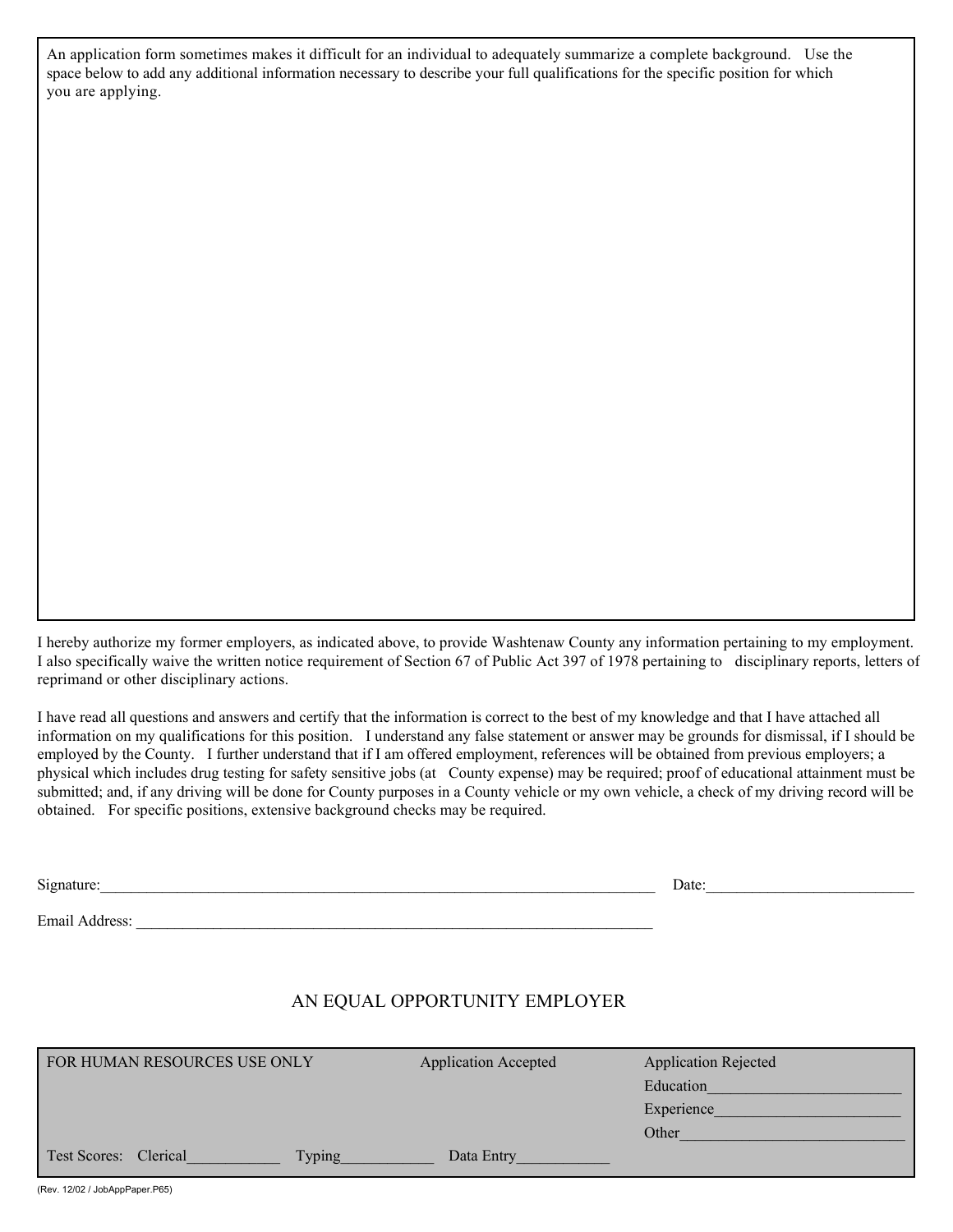An application form sometimes makes it difficult for an individual to adequately summarize a complete background. Use the space below to add any additional information necessary to describe your full qualifications for the specific position for which you are applying.

I hereby authorize my former employers, as indicated above, to provide Washtenaw County any information pertaining to my employment. I also specifically waive the written notice requirement of Section 67 of Public Act 397 of 1978 pertaining to disciplinary reports, letters of reprimand or other disciplinary actions.

I have read all questions and answers and certify that the information is correct to the best of my knowledge and that I have attached all information on my qualifications for this position. I understand any false statement or answer may be grounds for dismissal, if I should be employed by the County. I further understand that if I am offered employment, references will be obtained from previous employers; a physical which includes drug testing for safety sensitive jobs (at County expense) may be required; proof of educational attainment must be submitted; and, if any driving will be done for County purposes in a County vehicle or my own vehicle, a check of my driving record will be obtained. For specific positions, extensive background checks may be required.

Signature:_____________________________________________ Date:____________________

Email Address: _____________________________________________

AN EQUAL OPPORTUNITY EMPLOYER

| FOR HUMAN RESOURCES USE ONLY | | Application Accepted | Application Rejected |
|---|---|---|---|
| | | | Education____________ |
| | | | Experience____________ |
| | | | Other____________ |
| Test Scores: Clerical____________ | Typing____________ | Data Entry____________ | |

(Rev. 12/02 / JobAppPaper.P65)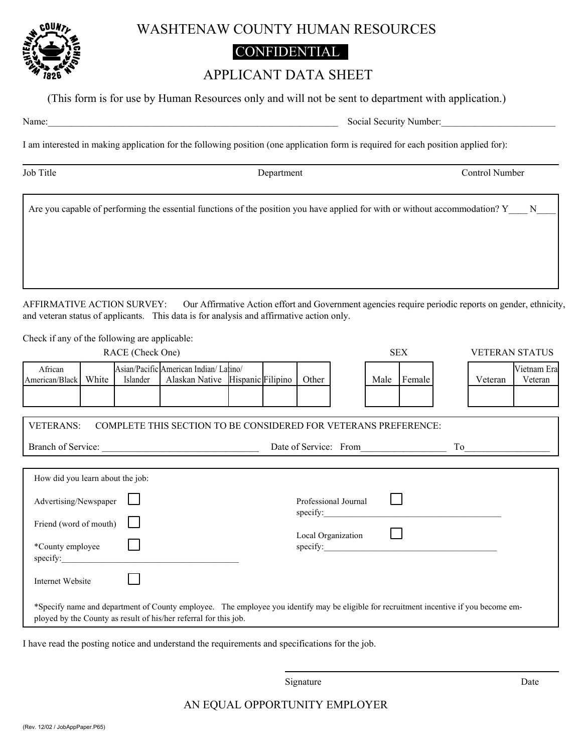# WASHTENAW COUNTY HUMAN RESOURCES

**CONFIDENTIAL**

## APPLICANT DATA SHEET

(This form is for use by Human Resources only and will not be sent to department with application.)

Name:_______________________________________________________________ Social Security Number:________________________

I am interested in making application for the following position (one application form is required for each position applied for):

| Job Title | Department | Control Number |
|---|---|---|
| | | |

Are you capable of performing the essential functions of the position you have applied for with or without accommodation? Y____ N____

AFFIRMATIVE ACTION SURVEY: Our Affirmative Action effort and Government agencies require periodic reports on gender, ethnicity, and veteran status of applicants. This data is for analysis and affirmative action only.

Check if any of the following are applicable:

RACE (Check One)

| African American/Black | White | Asian/Pacific Islander | American Indian/ Alaskan Native | Latino/ Hispanic | Filipino | Other |
|---|---|---|---|---|---|---|
| | | | | | | |

SEX

| Male | Female |
|---|---|
| | |

VETERAN STATUS

| Veteran | Vietnam Era Veteran |
|---|---|
| | |

VETERANS: COMPLETE THIS SECTION TO BE CONSIDERED FOR VETERANS PREFERENCE:

Branch of Service: _________________________________ Date of Service: From__________________ To__________________

How did you learn about the job:

- Advertising/Newspaper ☐
- Friend (word of mouth) ☐
- *County employee ☐ specify:_________________________________________
- Internet Website ☐
- Professional Journal ☐ specify:__________________________________________
- Local Organization ☐ specify:__________________________________________

*Specify name and department of County employee. The employee you identify may be eligible for recruitment incentive if you become employed by the County as result of his/her referral for this job.

I have read the posting notice and understand the requirements and specifications for the job.

_______________________________________________
Signature Date

AN EQUAL OPPORTUNITY EMPLOYER

(Rev. 12/02 / JobAppPaper.P65)